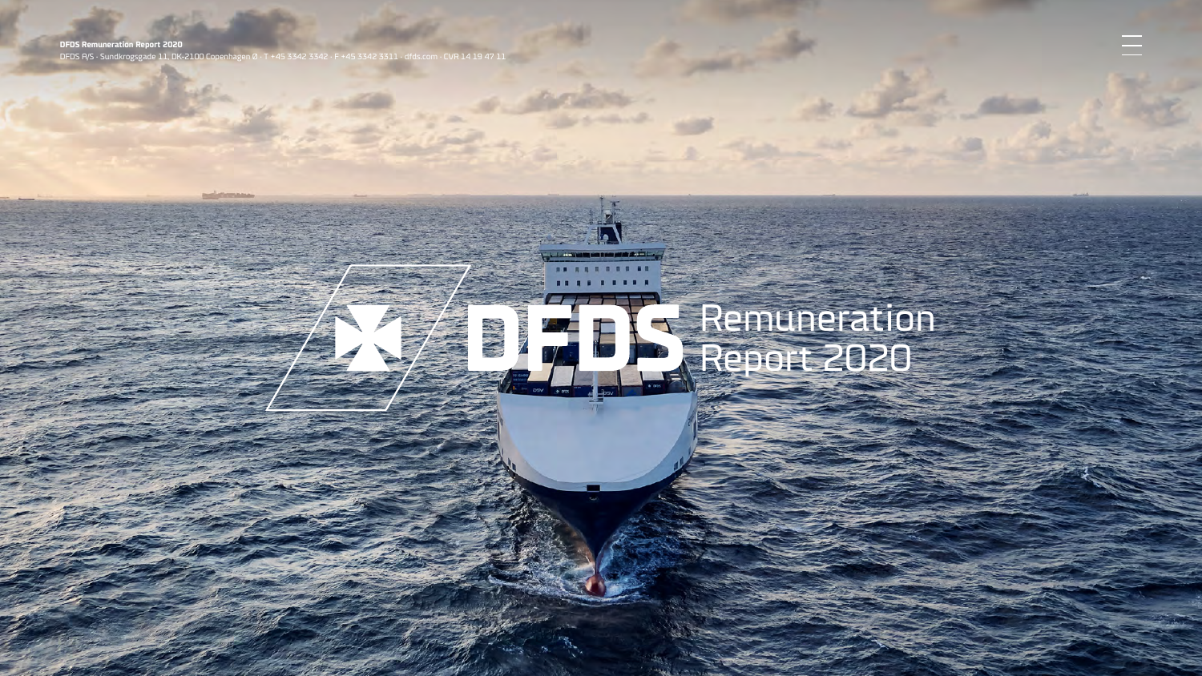DFDS Remuneration Report 2020

DFDS A/S · Sundkrogsgade 11, DK-2100 Copenhagen Ø · T +45 3342 3342 · F +45 3342 3311 · dfds.com · CVR 14 19 47 11

# DFDS Remuneration Report 2020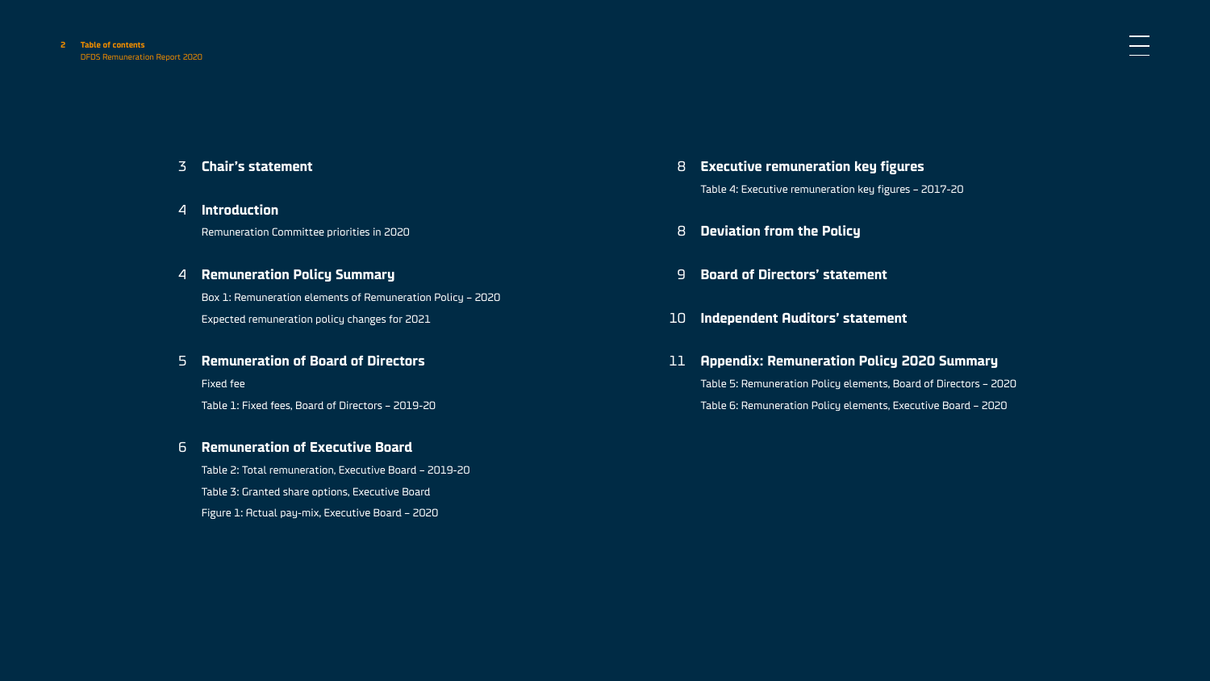# Table of contents

3 **Chair's statement**

4 **Introduction**

Remuneration Committee priorities in 2020

4 **Remuneration Policy Summary**

Box 1: Remuneration elements of Remuneration Policy – 2020

Expected remuneration policy changes for 2021

5 **Remuneration of Board of Directors**

Fixed fee

Table 1: Fixed fees, Board of Directors – 2019-20

6 **Remuneration of Executive Board**

Table 2: Total remuneration, Executive Board – 2019-20

Table 3: Granted share options, Executive Board

Figure 1: Actual pay-mix, Executive Board – 2020

8 **Executive remuneration key figures**

Table 4: Executive remuneration key figures – 2017-20

8 **Deviation from the Policy**

9 **Board of Directors' statement**

10 **Independent Auditors' statement**

11 **Appendix: Remuneration Policy 2020 Summary**

Table 5: Remuneration Policy elements, Board of Directors – 2020

Table 6: Remuneration Policy elements, Executive Board – 2020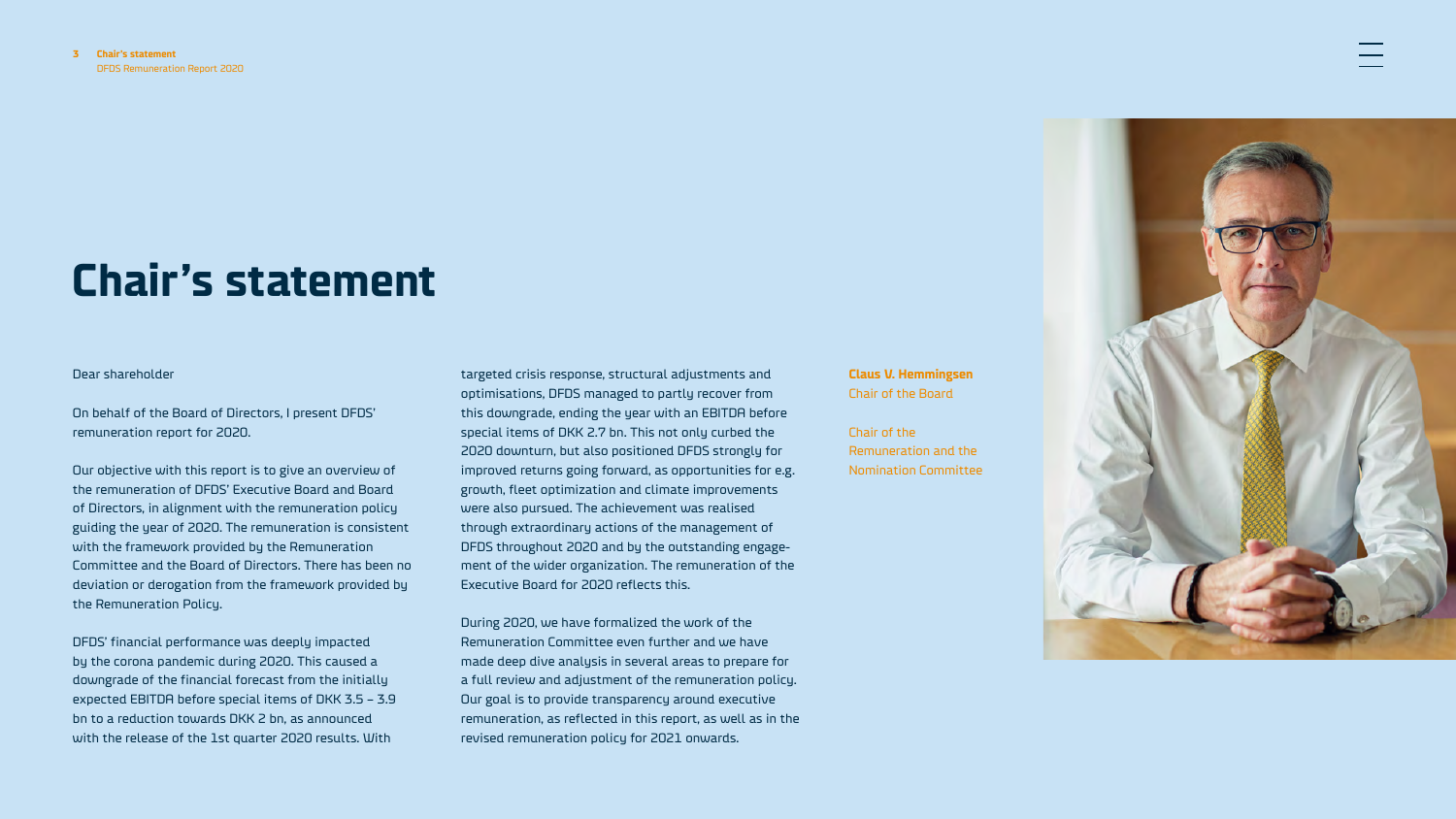# Chair's statement

Dear shareholder

On behalf of the Board of Directors, I present DFDS' remuneration report for 2020.

Our objective with this report is to give an overview of the remuneration of DFDS' Executive Board and Board of Directors, in alignment with the remuneration policy guiding the year of 2020. The remuneration is consistent with the framework provided by the Remuneration Committee and the Board of Directors. There has been no deviation or derogation from the framework provided by the Remuneration Policy.

DFDS' financial performance was deeply impacted by the corona pandemic during 2020. This caused a downgrade of the financial forecast from the initially expected EBITDA before special items of DKK 3.5 – 3.9 bn to a reduction towards DKK 2 bn, as announced with the release of the 1st quarter 2020 results. With targeted crisis response, structural adjustments and optimisations, DFDS managed to partly recover from this downgrade, ending the year with an EBITDA before special items of DKK 2.7 bn. This not only curbed the 2020 downturn, but also positioned DFDS strongly for improved returns going forward, as opportunities for e.g. growth, fleet optimization and climate improvements were also pursued. The achievement was realised through extraordinary actions of the management of DFDS throughout 2020 and by the outstanding engagement of the wider organization. The remuneration of the Executive Board for 2020 reflects this.

During 2020, we have formalized the work of the Remuneration Committee even further and we have made deep dive analysis in several areas to prepare for a full review and adjustment of the remuneration policy. Our goal is to provide transparency around executive remuneration, as reflected in this report, as well as in the revised remuneration policy for 2021 onwards.

**Claus V. Hemmingsen**
Chair of the Board

Chair of the Remuneration and the Nomination Committee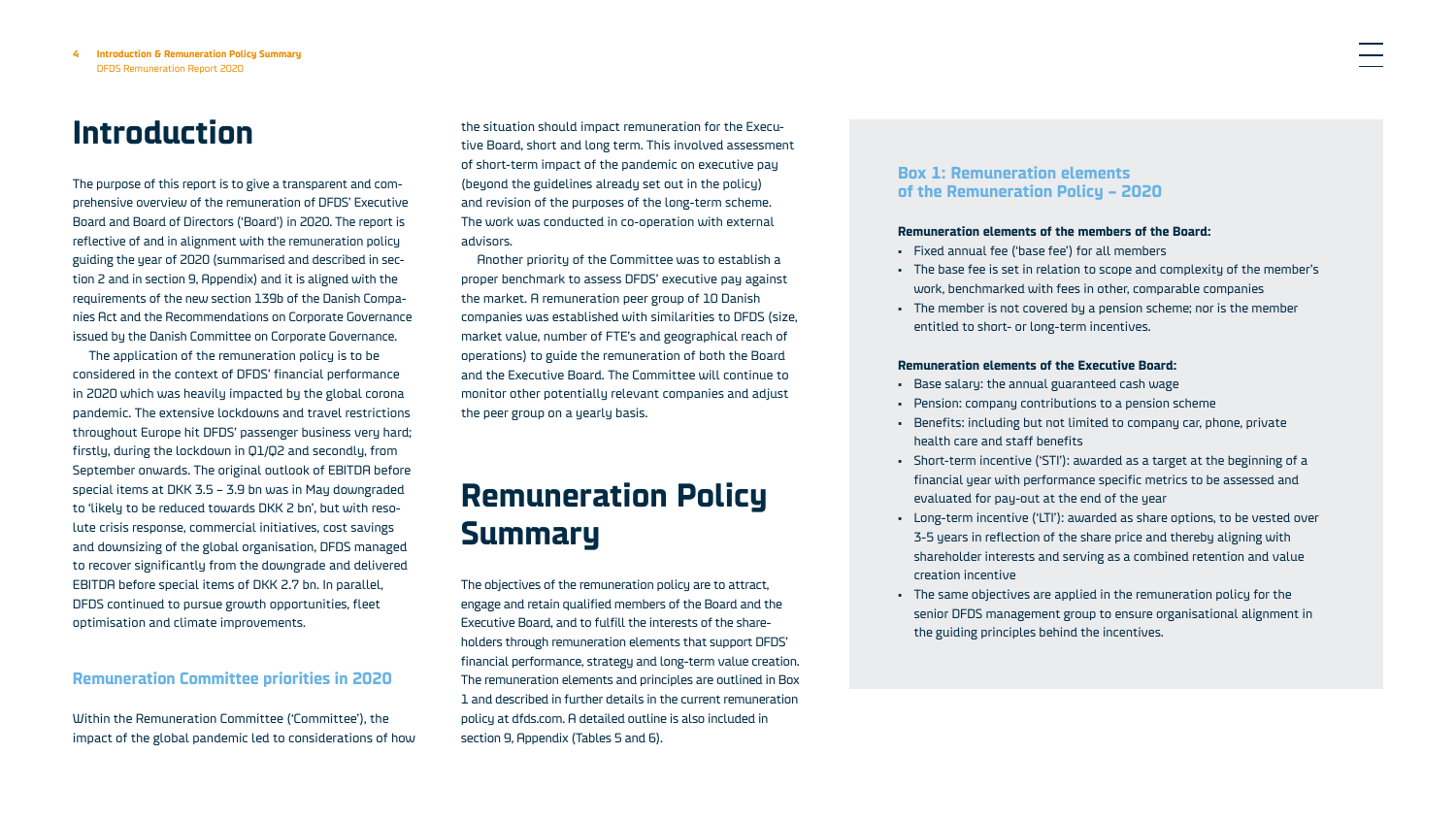# Introduction

The purpose of this report is to give a transparent and comprehensive overview of the remuneration of DFDS' Executive Board and Board of Directors ('Board') in 2020. The report is reflective of and in alignment with the remuneration policy guiding the year of 2020 (summarised and described in section 2 and in section 9, Appendix) and it is aligned with the requirements of the new section 139b of the Danish Companies Act and the Recommendations on Corporate Governance issued by the Danish Committee on Corporate Governance.

The application of the remuneration policy is to be considered in the context of DFDS' financial performance in 2020 which was heavily impacted by the global corona pandemic. The extensive lockdowns and travel restrictions throughout Europe hit DFDS' passenger business very hard; firstly, during the lockdown in Q1/Q2 and secondly, from September onwards. The original outlook of EBITDA before special items at DKK 3.5 – 3.9 bn was in May downgraded to 'likely to be reduced towards DKK 2 bn', but with resolute crisis response, commercial initiatives, cost savings and downsizing of the global organisation, DFDS managed to recover significantly from the downgrade and delivered EBITDA before special items of DKK 2.7 bn. In parallel, DFDS continued to pursue growth opportunities, fleet optimisation and climate improvements.

### Remuneration Committee priorities in 2020

Within the Remuneration Committee ('Committee'), the impact of the global pandemic led to considerations of how the situation should impact remuneration for the Executive Board, short and long term. This involved assessment of short-term impact of the pandemic on executive pay (beyond the guidelines already set out in the policy) and revision of the purposes of the long-term scheme. The work was conducted in co-operation with external advisors.

Another priority of the Committee was to establish a proper benchmark to assess DFDS' executive pay against the market. A remuneration peer group of 10 Danish companies was established with similarities to DFDS (size, market value, number of FTE's and geographical reach of operations) to guide the remuneration of both the Board and the Executive Board. The Committee will continue to monitor other potentially relevant companies and adjust the peer group on a yearly basis.

# Remuneration Policy Summary

The objectives of the remuneration policy are to attract, engage and retain qualified members of the Board and the Executive Board, and to fulfill the interests of the shareholders through remuneration elements that support DFDS' financial performance, strategy and long-term value creation. The remuneration elements and principles are outlined in Box 1 and described in further details in the current remuneration policy at dfds.com. A detailed outline is also included in section 9, Appendix (Tables 5 and 6).

### Box 1: Remuneration elements of the Remuneration Policy – 2020

**Remuneration elements of the members of the Board:**

- Fixed annual fee ('base fee') for all members
- The base fee is set in relation to scope and complexity of the member's work, benchmarked with fees in other, comparable companies
- The member is not covered by a pension scheme; nor is the member entitled to short- or long-term incentives.

**Remuneration elements of the Executive Board:**

- Base salary: the annual guaranteed cash wage
- Pension: company contributions to a pension scheme
- Benefits: including but not limited to company car, phone, private health care and staff benefits
- Short-term incentive ('STI'): awarded as a target at the beginning of a financial year with performance specific metrics to be assessed and evaluated for pay-out at the end of the year
- Long-term incentive ('LTI'): awarded as share options, to be vested over 3-5 years in reflection of the share price and thereby aligning with shareholder interests and serving as a combined retention and value creation incentive
- The same objectives are applied in the remuneration policy for the senior DFDS management group to ensure organisational alignment in the guiding principles behind the incentives.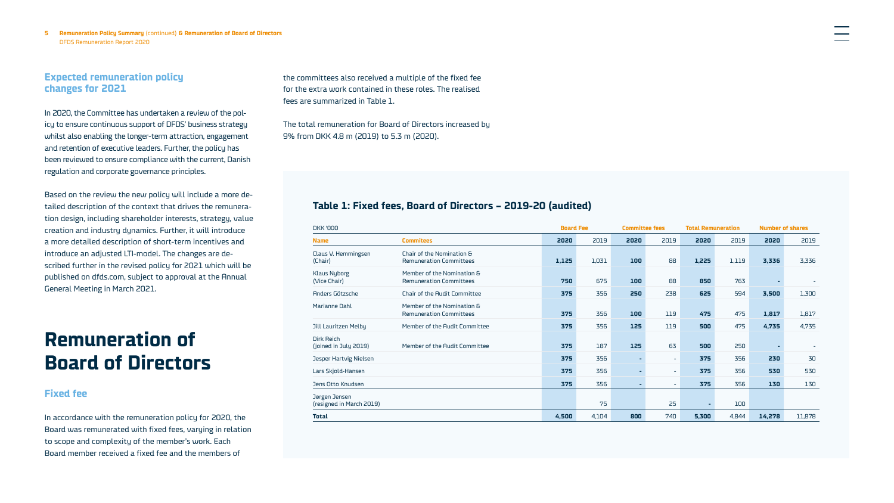## Expected remuneration policy changes for 2021

In 2020, the Committee has undertaken a review of the policy to ensure continuous support of DFDS' business strategy whilst also enabling the longer-term attraction, engagement and retention of executive leaders. Further, the policy has been reviewed to ensure compliance with the current, Danish regulation and corporate governance principles.

Based on the review the new policy will include a more detailed description of the context that drives the remuneration design, including shareholder interests, strategy, value creation and industry dynamics. Further, it will introduce a more detailed description of short-term incentives and introduce an adjusted LTI-model. The changes are described further in the revised policy for 2021 which will be published on dfds.com, subject to approval at the Annual General Meeting in March 2021.

# Remuneration of Board of Directors

## Fixed fee

In accordance with the remuneration policy for 2020, the Board was remunerated with fixed fees, varying in relation to scope and complexity of the member's work. Each Board member received a fixed fee and the members of the committees also received a multiple of the fixed fee for the extra work contained in these roles. The realised fees are summarized in Table 1.

The total remuneration for Board of Directors increased by 9% from DKK 4.8 m (2019) to 5.3 m (2020).

### Table 1: Fixed fees, Board of Directors – 2019-20 (audited)

| DKK '000 | | Board Fee | | Committee fees | | Total Remuneration | | Number of shares | |
|---|---|---|---|---|---|---|---|---|---|
| **Name** | **Commitees** | **2020** | 2019 | **2020** | 2019 | **2020** | 2019 | **2020** | 2019 |
| Claus V. Hemmingsen (Chair) | Chair of the Nomination & Remuneration Committees | **1,125** | 1,031 | **100** | 88 | **1,225** | 1,119 | **3,336** | 3,336 |
| Klaus Nyborg (Vice Chair) | Member of the Nomination & Remuneration Committees | **750** | 675 | **100** | 88 | **850** | 763 | **-** | - |
| Anders Götzsche | Chair of the Audit Committee | **375** | 356 | **250** | 238 | **625** | 594 | **3,500** | 1,300 |
| Marianne Dahl | Member of the Nomination & Remuneration Committees | **375** | 356 | **100** | 119 | **475** | 475 | **1,817** | 1,817 |
| Jill Lauritzen Melby | Member of the Audit Committee | **375** | 356 | **125** | 119 | **500** | 475 | **4,735** | 4,735 |
| Dirk Reich (joined in July 2019) | Member of the Audit Committee | **375** | 187 | **125** | 63 | **500** | 250 | **-** | - |
| Jesper Hartvig Nielsen | | **375** | 356 | **-** | - | **375** | 356 | **230** | 30 |
| Lars Skjold-Hansen | | **375** | 356 | **-** | - | **375** | 356 | **530** | 530 |
| Jens Otto Knudsen | | **375** | 356 | **-** | - | **375** | 356 | **130** | 130 |
| Jørgen Jensen (resigned in March 2019) | | | 75 | | 25 | **-** | 100 | | |
| **Total** | | **4,500** | 4,104 | **800** | 740 | **5,300** | 4,844 | **14,278** | 11,878 |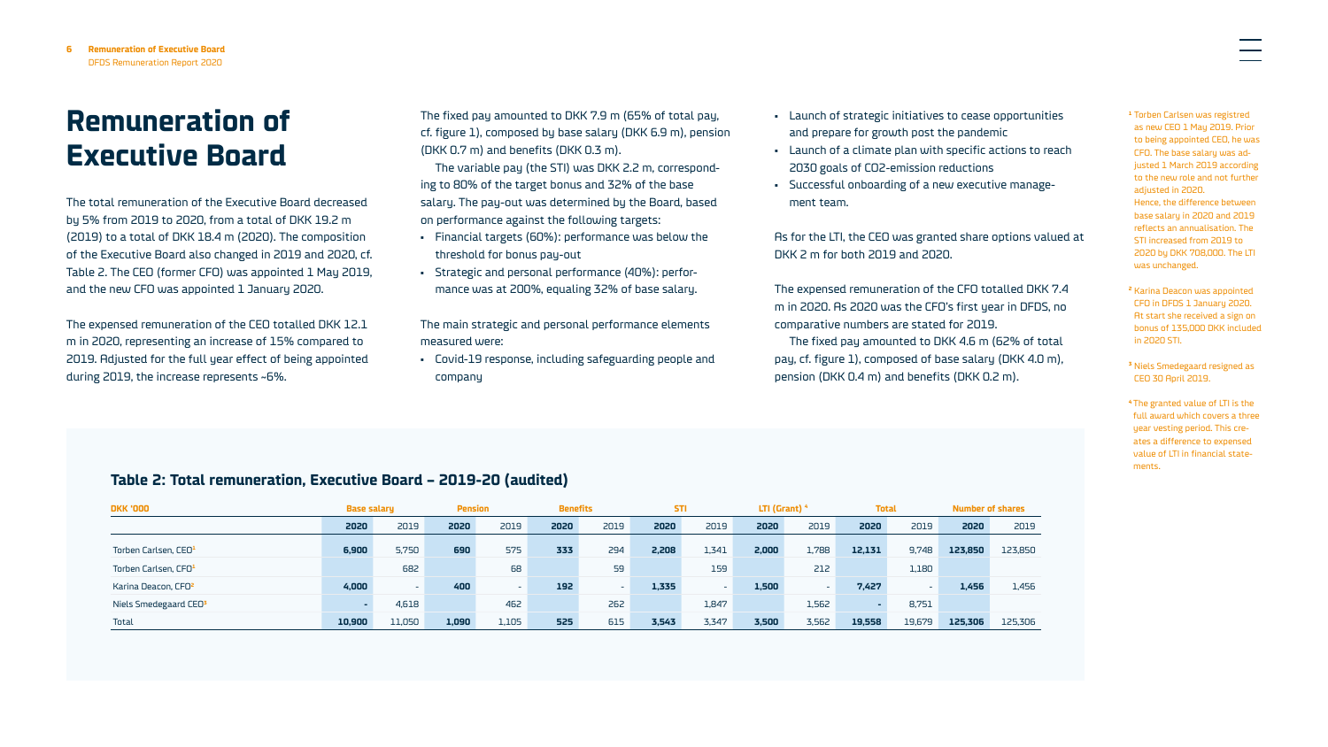# Remuneration of Executive Board

The total remuneration of the Executive Board decreased by 5% from 2019 to 2020, from a total of DKK 19.2 m (2019) to a total of DKK 18.4 m (2020). The composition of the Executive Board also changed in 2019 and 2020, cf. Table 2. The CEO (former CFO) was appointed 1 May 2019, and the new CFO was appointed 1 January 2020.

The expensed remuneration of the CEO totalled DKK 12.1 m in 2020, representing an increase of 15% compared to 2019. Adjusted for the full year effect of being appointed during 2019, the increase represents ~6%.

The fixed pay amounted to DKK 7.9 m (65% of total pay, cf. figure 1), composed by base salary (DKK 6.9 m), pension (DKK 0.7 m) and benefits (DKK 0.3 m).

The variable pay (the STI) was DKK 2.2 m, corresponding to 80% of the target bonus and 32% of the base salary. The pay-out was determined by the Board, based on performance against the following targets:

- Financial targets (60%): performance was below the threshold for bonus pay-out
- Strategic and personal performance (40%): performance was at 200%, equaling 32% of base salary.

The main strategic and personal performance elements measured were:

- Covid-19 response, including safeguarding people and company
- Launch of strategic initiatives to cease opportunities and prepare for growth post the pandemic
- Launch of a climate plan with specific actions to reach 2030 goals of CO2-emission reductions
- Successful onboarding of a new executive management team.

As for the LTI, the CEO was granted share options valued at DKK 2 m for both 2019 and 2020.

The expensed remuneration of the CFO totalled DKK 7.4 m in 2020. As 2020 was the CFO's first year in DFDS, no comparative numbers are stated for 2019.

The fixed pay amounted to DKK 4.6 m (62% of total pay, cf. figure 1), composed of base salary (DKK 4.0 m), pension (DKK 0.4 m) and benefits (DKK 0.2 m).

[1] Torben Carlsen was registred as new CEO 1 May 2019. Prior to being appointed CEO, he was CFO. The base salary was adjusted 1 March 2019 according to the new role and not further adjusted in 2020. Hence, the difference between base salary in 2020 and 2019 reflects an annualisation. The STI increased from 2019 to 2020 by DKK 708,000. The LTI was unchanged.

[2] Karina Deacon was appointed CFO in DFDS 1 January 2020. At start she received a sign on bonus of 135,000 DKK included in 2020 STI.

[3] Niels Smedegaard resigned as CEO 30 April 2019.

[4] The granted value of LTI is the full award which covers a three year vesting period. This creates a difference to expensed value of LTI in financial statements.

### Table 2: Total remuneration, Executive Board – 2019-20 (audited)

| DKK '000 | Base salary | | Pension | | Benefits | | STI | | LTI (Grant) [4] | | Total | | Number of shares | |
|---|---|---|---|---|---|---|---|---|---|---|---|---|---|---|
| | **2020** | 2019 | **2020** | 2019 | **2020** | 2019 | **2020** | 2019 | **2020** | 2019 | **2020** | 2019 | **2020** | 2019 |
| Torben Carlsen, CEO[1] | **6,900** | 5,750 | **690** | 575 | **333** | 294 | **2,208** | 1,341 | **2,000** | 1,788 | **12,131** | 9,748 | **123,850** | 123,850 |
| Torben Carlsen, CFO[1] | | 682 | | 68 | | 59 | | 159 | | 212 | | 1,180 | | |
| Karina Deacon, CFO[2] | **4,000** | - | **400** | - | **192** | - | **1,335** | - | **1,500** | - | **7,427** | - | **1,456** | 1,456 |
| Niels Smedegaard CEO[3] | **-** | 4,618 | | 462 | | 262 | | 1,847 | | 1,562 | **-** | 8,751 | | |
| Total | **10,900** | 11,050 | **1,090** | 1,105 | **525** | 615 | **3,543** | 3,347 | **3,500** | 3,562 | **19,558** | 19,679 | **125,306** | 125,306 |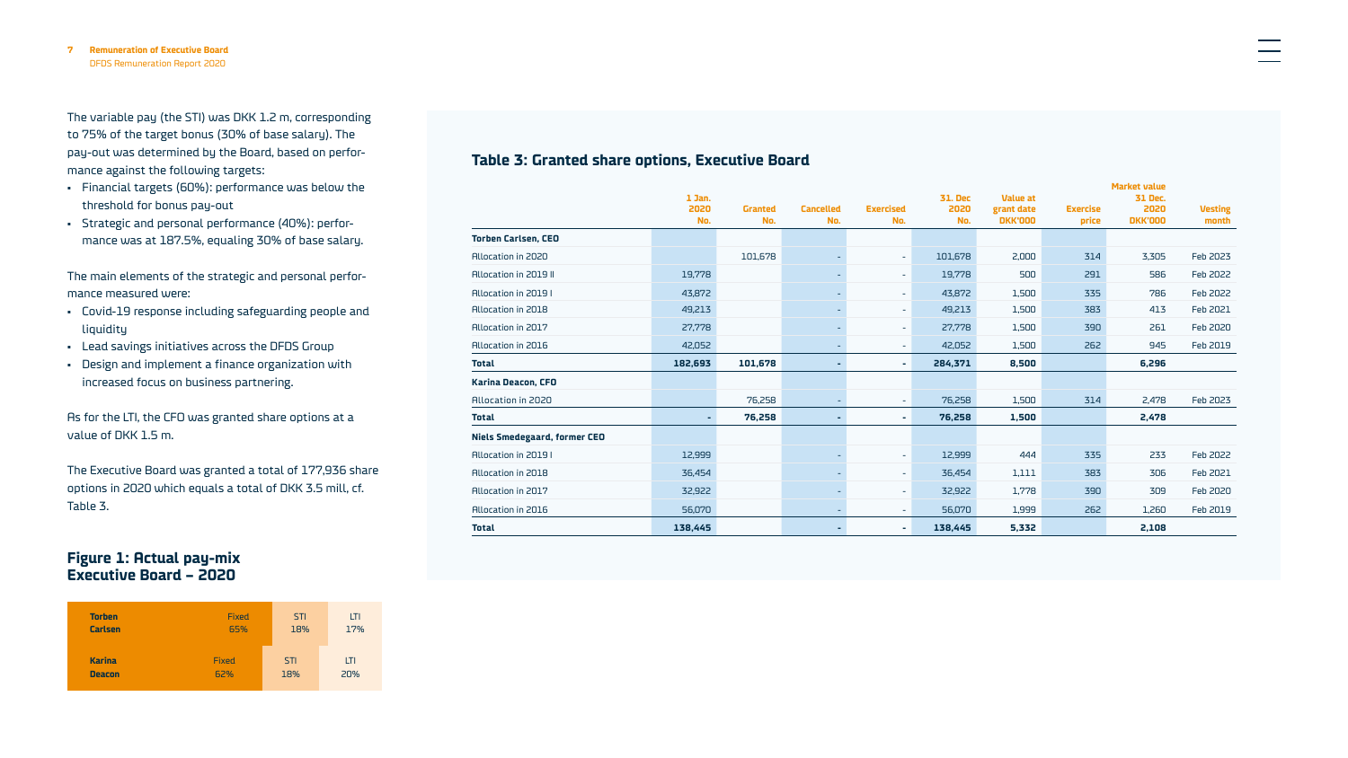The variable pay (the STI) was DKK 1.2 m, corresponding to 75% of the target bonus (30% of base salary). The pay-out was determined by the Board, based on performance against the following targets:

- Financial targets (60%): performance was below the threshold for bonus pay-out
- Strategic and personal performance (40%): performance was at 187.5%, equaling 30% of base salary.

The main elements of the strategic and personal performance measured were:

- Covid-19 response including safeguarding people and liquidity
- Lead savings initiatives across the DFDS Group
- Design and implement a finance organization with increased focus on business partnering.

As for the LTI, the CFO was granted share options at a value of DKK 1.5 m.

The Executive Board was granted a total of 177,936 share options in 2020 which equals a total of DKK 3.5 mill, cf. Table 3.

## Figure 1: Actual pay-mix Executive Board – 2020

| | Fixed | STI | LTI |
|---|---|---|---|
| **Torben Carlsen** | 65% | 18% | 17% |
| **Karina Deacon** | 62% | 18% | 20% |

## Table 3: Granted share options, Executive Board

| | 1 Jan. 2020 No. | Granted No. | Cancelled No. | Exercised No. | 31. Dec 2020 No. | Value at grant date DKK'000 | Exercise price | Market value 31 Dec. 2020 DKK'000 | Vesting month |
|---|---|---|---|---|---|---|---|---|---|
| **Torben Carlsen, CEO** | | | | | | | | | |
| Allocation in 2020 | | 101,678 | - | - | 101,678 | 2,000 | 314 | 3,305 | Feb 2023 |
| Allocation in 2019 II | 19,778 | | - | - | 19,778 | 500 | 291 | 586 | Feb 2022 |
| Allocation in 2019 I | 43,872 | | - | - | 43,872 | 1,500 | 335 | 786 | Feb 2022 |
| Allocation in 2018 | 49,213 | | - | - | 49,213 | 1,500 | 383 | 413 | Feb 2021 |
| Allocation in 2017 | 27,778 | | - | - | 27,778 | 1,500 | 390 | 261 | Feb 2020 |
| Allocation in 2016 | 42,052 | | - | - | 42,052 | 1,500 | 262 | 945 | Feb 2019 |
| **Total** | **182,693** | **101,678** | **-** | **-** | **284,371** | **8,500** | | **6,296** | |
| **Karina Deacon, CFO** | | | | | | | | | |
| Allocation in 2020 | | 76,258 | - | - | 76,258 | 1,500 | 314 | 2,478 | Feb 2023 |
| **Total** | **-** | **76,258** | **-** | **-** | **76,258** | **1,500** | | **2,478** | |
| **Niels Smedegaard, former CEO** | | | | | | | | | |
| Allocation in 2019 I | 12,999 | | - | - | 12,999 | 444 | 335 | 233 | Feb 2022 |
| Allocation in 2018 | 36,454 | | - | - | 36,454 | 1,111 | 383 | 306 | Feb 2021 |
| Allocation in 2017 | 32,922 | | - | - | 32,922 | 1,778 | 390 | 309 | Feb 2020 |
| Allocation in 2016 | 56,070 | | - | - | 56,070 | 1,999 | 262 | 1,260 | Feb 2019 |
| **Total** | **138,445** | | **-** | **-** | **138,445** | **5,332** | | **2,108** | |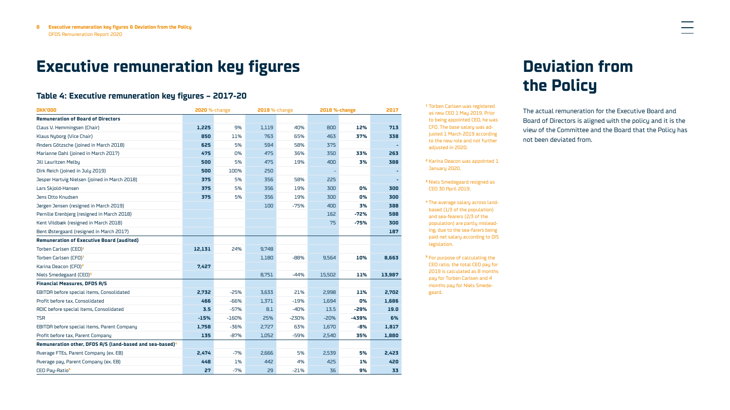# Executive remuneration key figures

### Table 4: Executive remuneration key figures – 2017-20

| DKK'000 | 2020 | %-change | 2019 | %-change | 2018 | %-change | 2017 |
|---|---|---|---|---|---|---|---|
| **Remuneration of Board of Directors** | | | | | | | |
| Claus V. Hemmingsen (Chair) | 1,225 | 9% | 1,119 | 40% | 800 | 12% | 713 |
| Klaus Nyborg (Vice Chair) | 850 | 11% | 763 | 65% | 463 | 37% | 338 |
| Anders Götzsche (joined in March 2018) | 625 | 5% | 594 | 58% | 375 | | - |
| Marianne Dahl (joined in March 2017) | 475 | 0% | 475 | 36% | 350 | 33% | 263 |
| Jill Lauritzen Melby | 500 | 5% | 475 | 19% | 400 | 3% | 388 |
| Dirk Reich (joined in July 2019) | 500 | 100% | 250 | | - | | - |
| Jesper Hartvig Nielsen (joined in March 2018) | 375 | 5% | 356 | 58% | 225 | | - |
| Lars Skjold-Hansen | 375 | 5% | 356 | 19% | 300 | 0% | 300 |
| Jens Otto Knudsen | 375 | 5% | 356 | 19% | 300 | 0% | 300 |
| Jørgen Jensen (resigned in March 2019) | | | 100 | -75% | 400 | 3% | 388 |
| Pernille Erenbjerg (resigned in March 2018) | | | | | 162 | -72% | 588 |
| Kent Vildbæk (resigned in March 2018) | | | | | 75 | -75% | 300 |
| Bent Østergaard (resigned in March 2017) | | | | | | | 187 |
| **Remuneration of Executive Board (audited)** | | | | | | | |
| Torben Carlsen (CEO)[1] | 12,131 | 24% | 9,748 | | | | |
| Torben Carlsen (CFO)[1] | | | 1,180 | -88% | 9,564 | 10% | 8,663 |
| Karina Deacon (CFO)[2] | 7,427 | | | | | | |
| Niels Smedegaard (CEO)[3] | | | 8,751 | -44% | 15,502 | 11% | 13,987 |
| **Financial Measures, DFDS A/S** | | | | | | | |
| EBITDA before special items, Consolidated | 2,732 | -25% | 3,633 | 21% | 2,998 | 11% | 2,702 |
| Profit before tax, Consolidated | 466 | -66% | 1,371 | -19% | 1,694 | 0% | 1,686 |
| ROIC before special items, Consolidated | 3.5 | -57% | 8.1 | -40% | 13.5 | -29% | 19.0 |
| TSR | -15% | -160% | 25% | -230% | -20% | -439% | 6% |
| EBITDA before special items, Parent Company | 1,758 | -36% | 2,727 | 63% | 1,670 | -8% | 1,817 |
| Profit before tax, Parent Company | 135 | -87% | 1,052 | -59% | 2,540 | 35% | 1,880 |
| **Remuneration other, DFDS A/S (land-based and sea-based)**[4] | | | | | | | |
| Average FTEs, Parent Company (ex. EB) | 2,474 | -7% | 2,666 | 5% | 2,539 | 5% | 2,423 |
| Average pay, Parent Company (ex. EB) | 448 | 1% | 442 | 4% | 425 | 1% | 420 |
| CEO Pay-Ratio[5] | 27 | -7% | 29 | -21% | 36 | 9% | 33 |

[1] Torben Carlsen was registered as new CEO 1 May 2019. Prior to being appointed CEO, he was CFO. The base salary was adjusted 1 March 2019 according to the new role and not further adjusted in 2020.

[2] Karina Deacon was appointed 1 January 2020.

[3] Niels Smedegaard resigned as CEO 30 April 2019.

[4] The average salary across land-based (1/3 of the population) and sea-fearers (2/3 of the population) are partly misleading, due to the sea-farers being paid net salary according to DIS legislation.

[5] For purpose of calculating the CEO ratio, the total CEO pay for 2019 is calculated as 8 months pay for Torben Carlsen and 4 months pay for Niels Smedegaard.

# Deviation from the Policy

The actual remuneration for the Executive Board and Board of Directors is aligned with the policy and it is the view of the Committee and the Board that the Policy has not been deviated from.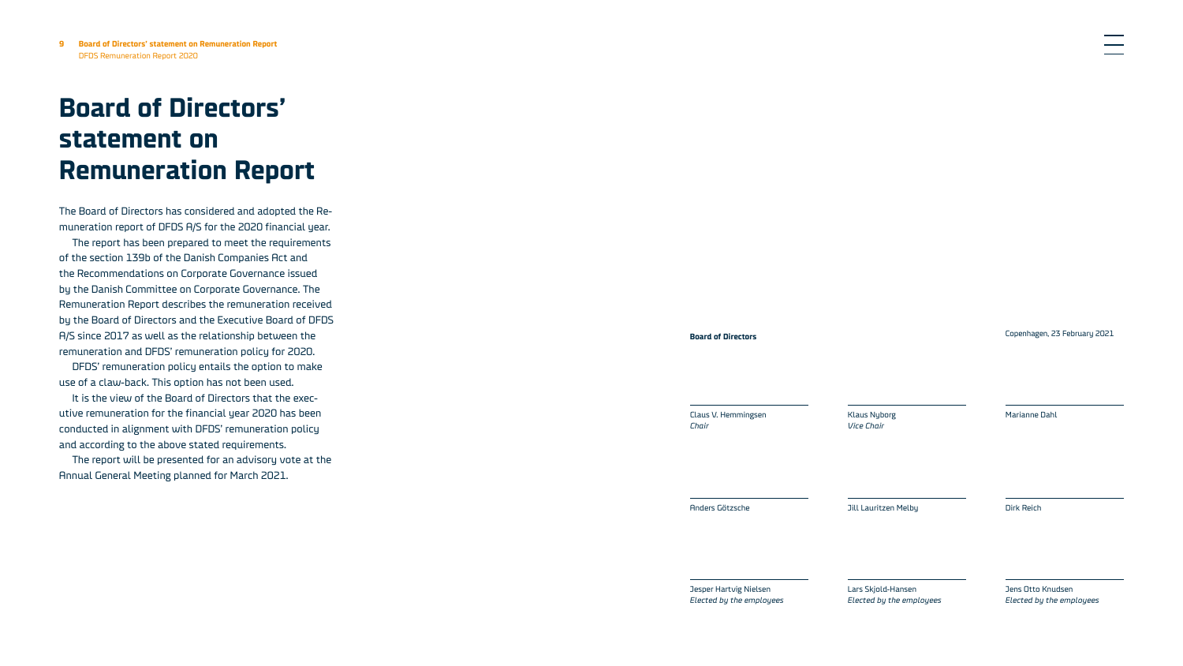# Board of Directors' statement on Remuneration Report

The Board of Directors has considered and adopted the Remuneration report of DFDS A/S for the 2020 financial year.

The report has been prepared to meet the requirements of the section 139b of the Danish Companies Act and the Recommendations on Corporate Governance issued by the Danish Committee on Corporate Governance. The Remuneration Report describes the remuneration received by the Board of Directors and the Executive Board of DFDS A/S since 2017 as well as the relationship between the remuneration and DFDS' remuneration policy for 2020.

DFDS' remuneration policy entails the option to make use of a claw-back. This option has not been used.

It is the view of the Board of Directors that the executive remuneration for the financial year 2020 has been conducted in alignment with DFDS' remuneration policy and according to the above stated requirements.

The report will be presented for an advisory vote at the Annual General Meeting planned for March 2021.

**Board of Directors**

Copenhagen, 23 February 2021

Claus V. Hemmingsen
*Chair*

Klaus Nyborg
*Vice Chair*

Marianne Dahl

Anders Götzsche

Jill Lauritzen Melby

Dirk Reich

Jesper Hartvig Nielsen
*Elected by the employees*

Lars Skjold-Hansen
*Elected by the employees*

Jens Otto Knudsen
*Elected by the employees*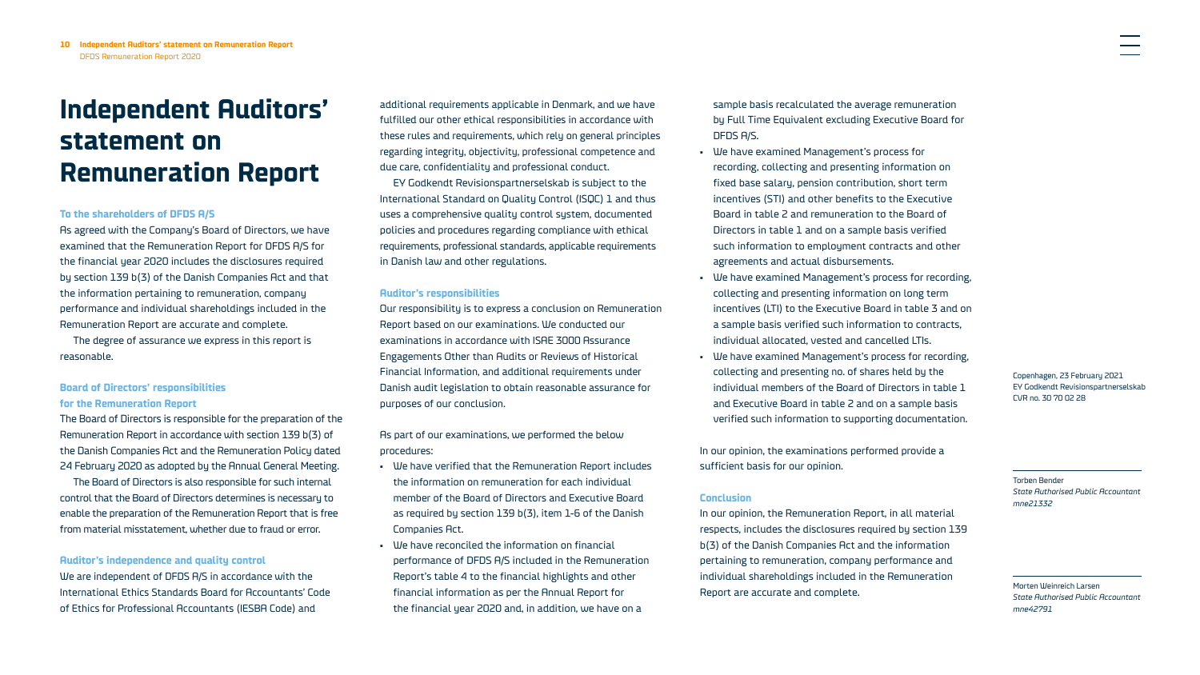# Independent Auditors' statement on Remuneration Report

**To the shareholders of DFDS A/S**

As agreed with the Company's Board of Directors, we have examined that the Remuneration Report for DFDS A/S for the financial year 2020 includes the disclosures required by section 139 b(3) of the Danish Companies Act and that the information pertaining to remuneration, company performance and individual shareholdings included in the Remuneration Report are accurate and complete.

The degree of assurance we express in this report is reasonable.

**Board of Directors' responsibilities for the Remuneration Report**

The Board of Directors is responsible for the preparation of the Remuneration Report in accordance with section 139 b(3) of the Danish Companies Act and the Remuneration Policy dated 24 February 2020 as adopted by the Annual General Meeting.

The Board of Directors is also responsible for such internal control that the Board of Directors determines is necessary to enable the preparation of the Remuneration Report that is free from material misstatement, whether due to fraud or error.

**Auditor's independence and quality control**

We are independent of DFDS A/S in accordance with the International Ethics Standards Board for Accountants' Code of Ethics for Professional Accountants (IESBA Code) and additional requirements applicable in Denmark, and we have fulfilled our other ethical responsibilities in accordance with these rules and requirements, which rely on general principles regarding integrity, objectivity, professional competence and due care, confidentiality and professional conduct.

EY Godkendt Revisionspartnerselskab is subject to the International Standard on Quality Control (ISQC) 1 and thus uses a comprehensive quality control system, documented policies and procedures regarding compliance with ethical requirements, professional standards, applicable requirements in Danish law and other regulations.

**Auditor's responsibilities**

Our responsibility is to express a conclusion on Remuneration Report based on our examinations. We conducted our examinations in accordance with ISAE 3000 Assurance Engagements Other than Audits or Reviews of Historical Financial Information, and additional requirements under Danish audit legislation to obtain reasonable assurance for purposes of our conclusion.

As part of our examinations, we performed the below procedures:

- We have verified that the Remuneration Report includes the information on remuneration for each individual member of the Board of Directors and Executive Board as required by section 139 b(3), item 1-6 of the Danish Companies Act.
- We have reconciled the information on financial performance of DFDS A/S included in the Remuneration Report's table 4 to the financial highlights and other financial information as per the Annual Report for the financial year 2020 and, in addition, we have on a sample basis recalculated the average remuneration by Full Time Equivalent excluding Executive Board for DFDS A/S.
- We have examined Management's process for recording, collecting and presenting information on fixed base salary, pension contribution, short term incentives (STI) and other benefits to the Executive Board in table 2 and remuneration to the Board of Directors in table 1 and on a sample basis verified such information to employment contracts and other agreements and actual disbursements.
- We have examined Management's process for recording, collecting and presenting information on long term incentives (LTI) to the Executive Board in table 3 and on a sample basis verified such information to contracts, individual allocated, vested and cancelled LTIs.
- We have examined Management's process for recording, collecting and presenting no. of shares held by the individual members of the Board of Directors in table 1 and Executive Board in table 2 and on a sample basis verified such information to supporting documentation.

In our opinion, the examinations performed provide a sufficient basis for our opinion.

**Conclusion**

In our opinion, the Remuneration Report, in all material respects, includes the disclosures required by section 139 b(3) of the Danish Companies Act and the information pertaining to remuneration, company performance and individual shareholdings included in the Remuneration Report are accurate and complete.

Copenhagen, 23 February 2021
EY Godkendt Revisionspartnerselskab
CVR no. 30 70 02 28

Torben Bender
*State Authorised Public Accountant*
*mne21332*

Morten Weinreich Larsen
*State Authorised Public Accountant*
*mne42791*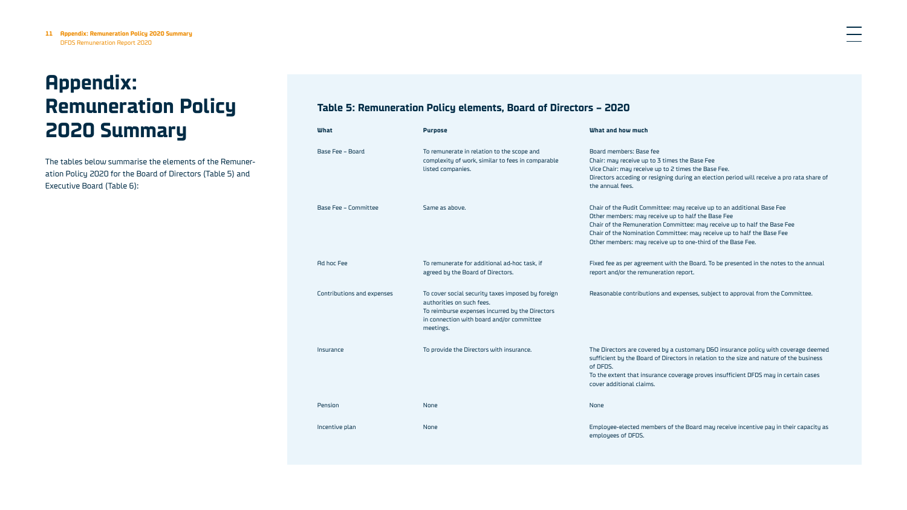# Appendix: Remuneration Policy 2020 Summary

The tables below summarise the elements of the Remuneration Policy 2020 for the Board of Directors (Table 5) and Executive Board (Table 6):

### Table 5: Remuneration Policy elements, Board of Directors – 2020

| What | Purpose | What and how much |
|---|---|---|
| Base Fee – Board | To remunerate in relation to the scope and complexity of work, similar to fees in comparable listed companies. | Board members: Base fee<br>Chair: may receive up to 3 times the Base Fee<br>Vice Chair: may receive up to 2 times the Base Fee.<br>Directors acceding or resigning during an election period will receive a pro rata share of the annual fees. |
| Base Fee – Committee | Same as above. | Chair of the Audit Committee: may receive up to an additional Base Fee<br>Other members: may receive up to half the Base Fee<br>Chair of the Remuneration Committee: may receive up to half the Base Fee<br>Chair of the Nomination Committee: may receive up to half the Base Fee<br>Other members: may receive up to one-third of the Base Fee. |
| Ad hoc Fee | To remunerate for additional ad-hoc task, if agreed by the Board of Directors. | Fixed fee as per agreement with the Board. To be presented in the notes to the annual report and/or the remuneration report. |
| Contributions and expenses | To cover social security taxes imposed by foreign authorities on such fees.<br>To reimburse expenses incurred by the Directors in connection with board and/or committee meetings. | Reasonable contributions and expenses, subject to approval from the Committee. |
| Insurance | To provide the Directors with insurance. | The Directors are covered by a customary D&O insurance policy with coverage deemed sufficient by the Board of Directors in relation to the size and nature of the business of DFDS.<br>To the extent that insurance coverage proves insufficient DFDS may in certain cases cover additional claims. |
| Pension | None | None |
| Incentive plan | None | Employee-elected members of the Board may receive incentive pay in their capacity as employees of DFDS. |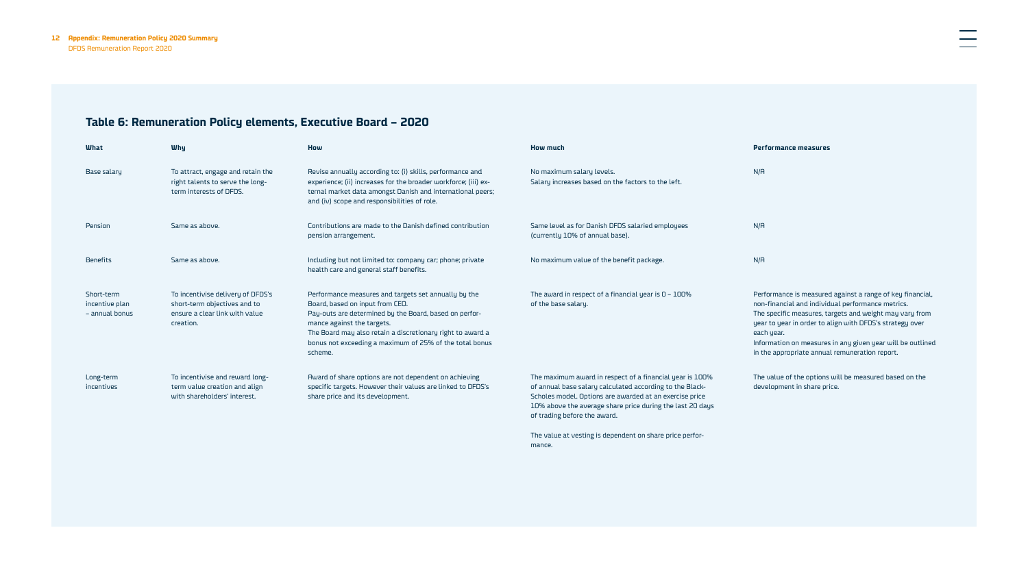## Table 6: Remuneration Policy elements, Executive Board – 2020

| What | Why | How | How much | Performance measures |
|---|---|---|---|---|
| Base salary | To attract, engage and retain the right talents to serve the long-term interests of DFDS. | Revise annually according to: (i) skills, performance and experience; (ii) increases for the broader workforce; (iii) external market data amongst Danish and international peers; and (iv) scope and responsibilities of role. | No maximum salary levels. Salary increases based on the factors to the left. | N/A |
| Pension | Same as above. | Contributions are made to the Danish defined contribution pension arrangement. | Same level as for Danish DFDS salaried employees (currently 10% of annual base). | N/A |
| Benefits | Same as above. | Including but not limited to: company car; phone; private health care and general staff benefits. | No maximum value of the benefit package. | N/A |
| Short-term incentive plan – annual bonus | To incentivise delivery of DFDS's short-term objectives and to ensure a clear link with value creation. | Performance measures and targets set annually by the Board, based on input from CEO. Pay-outs are determined by the Board, based on performance against the targets. The Board may also retain a discretionary right to award a bonus not exceeding a maximum of 25% of the total bonus scheme. | The award in respect of a financial year is 0 – 100% of the base salary. | Performance is measured against a range of key financial, non-financial and individual performance metrics. The specific measures, targets and weight may vary from year to year in order to align with DFDS's strategy over each year. Information on measures in any given year will be outlined in the appropriate annual remuneration report. |
| Long-term incentives | To incentivise and reward long-term value creation and align with shareholders' interest. | Award of share options are not dependent on achieving specific targets. However their values are linked to DFDS's share price and its development. | The maximum award in respect of a financial year is 100% of annual base salary calculated according to the Black-Scholes model. Options are awarded at an exercise price 10% above the average share price during the last 20 days of trading before the award. The value at vesting is dependent on share price performance. | The value of the options will be measured based on the development in share price. |